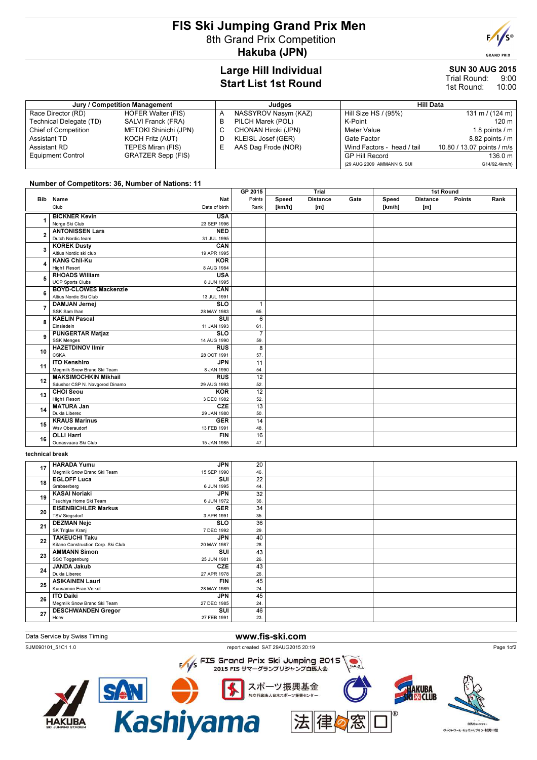# FIS Ski Jumping Grand Prix Men

8th Grand Prix Competition

**Hakuba (JPN)**

## Large Hill Individual
## Start List 1st Round

**SUN 30 AUG 2015**
Trial Round: 9:00
1st Round: 10:00

| Jury / Competition Management | | Judges | | Hill Data | |
|---|---|---|---|---|---|
| Race Director (RD) | HOFER Walter (FIS) | A | NASSYROV Nasym (KAZ) | Hill Size HS / (95%) | 131 m / (124 m) |
| Technical Delegate (TD) | SALVI Franck (FRA) | B | PILCH Marek (POL) | K-Point | 120 m |
| Chief of Competition | METOKI Shinichi (JPN) | C | CHONAN Hiroki (JPN) | Meter Value | 1.8 points / m |
| Assistant TD | KOCH Fritz (AUT) | D | KLEISL Josef (GER) | Gate Factor | 8.82 points / m |
| Assistant RD | TEPES Miran (FIS) | E | AAS Dag Frode (NOR) | Wind Factors - head / tail | 10.80 / 13.07 points / m/s |
| Equipment Control | GRATZER Sepp (FIS) | | | GP Hill Record | 136.0 m |
| | | | | (29 AUG 2009 AMMANN S. SUI | G14/92.4km/h) |

**Number of Competitors: 36, Number of Nations: 11**

| Bib | Name / Club | Nat / Date of birth | GP 2015 Points / Rank | Trial Speed [km/h] | Trial Distance [m] | Trial Gate | 1st Round Speed [km/h] | 1st Round Distance [m] | 1st Round Points | 1st Round Rank |
|---|---|---|---|---|---|---|---|---|---|---|
| 1 | **BICKNER Kevin** Norge Ski Club | **USA** 23 SEP 1996 | | | | | | | | |
| 2 | **ANTONISSEN Lars** Dutch Nordic team | **NED** 31 JUL 1995 | | | | | | | | |
| 3 | **KOREK Dusty** Altius Nordic ski club | **CAN** 19 APR 1995 | | | | | | | | |
| 4 | **KANG Chil-Ku** High1 Resort | **KOR** 8 AUG 1984 | | | | | | | | |
| 5 | **RHOADS William** UOP Sports Clubs | **USA** 8 JUN 1995 | | | | | | | | |
| 6 | **BOYD-CLOWES Mackenzie** Altius Nordic Ski Club | **CAN** 13 JUL 1991 | | | | | | | | |
| 7 | **DAMJAN Jernej** SSK Sam Ihan | **SLO** 28 MAY 1983 | 1 / 65. | | | | | | | |
| 8 | **KAELIN Pascal** Einsiedeln | **SUI** 11 JAN 1993 | 6 / 61. | | | | | | | |
| 9 | **PUNGERTAR Matjaz** SSK Menges | **SLO** 14 AUG 1990 | 7 / 59. | | | | | | | |
| 10 | **HAZETDINOV Ilmir** CSKA | **RUS** 28 OCT 1991 | 8 / 57. | | | | | | | |
| 11 | **ITO Kenshiro** Megmilk Snow Brand Ski Team | **JPN** 8 JAN 1990 | 11 / 54. | | | | | | | |
| 12 | **MAKSIMOCHKIN Mikhail** Sdushor CSP N. Novgorod Dinamo | **RUS** 29 AUG 1993 | 12 / 52. | | | | | | | |
| 13 | **CHOI Seou** High1 Resort | **KOR** 3 DEC 1982 | 12 / 52. | | | | | | | |
| 14 | **MATURA Jan** Dukla Liberec | **CZE** 29 JAN 1980 | 13 / 50. | | | | | | | |
| 15 | **KRAUS Marinus** Wsv Oberaudorf | **GER** 13 FEB 1991 | 14 / 48. | | | | | | | |
| 16 | **OLLI Harri** Ounasvaara Ski Club | **FIN** 15 JAN 1985 | 16 / 47. | | | | | | | |
| | *technical break* | | | | | | | | | |
| 17 | **HARADA Yumu** Megmilk Snow Brand Ski Team | **JPN** 15 SEP 1990 | 20 / 46. | | | | | | | |
| 18 | **EGLOFF Luca** Grabserberg | **SUI** 6 JUN 1995 | 22 / 44. | | | | | | | |
| 19 | **KASAI Noriaki** Tsuchiya Home Ski Team | **JPN** 6 JUN 1972 | 32 / 36. | | | | | | | |
| 20 | **EISENBICHLER Markus** TSV Siegsdorf | **GER** 3 APR 1991 | 34 / 35. | | | | | | | |
| 21 | **DEZMAN Nejc** SK Triglav Kranj | **SLO** 7 DEC 1992 | 36 / 29. | | | | | | | |
| 22 | **TAKEUCHI Taku** Kitano Construction Corp. Ski Club | **JPN** 20 MAY 1987 | 40 / 28. | | | | | | | |
| 23 | **AMMANN Simon** SSC Toggenburg | **SUI** 25 JUN 1981 | 43 / 26. | | | | | | | |
| 24 | **JANDA Jakub** Dukla Liberec | **CZE** 27 APR 1978 | 43 / 26. | | | | | | | |
| 25 | **ASIKAINEN Lauri** Kuusamon Erae-Veikot | **FIN** 28 MAY 1989 | 45 / 24. | | | | | | | |
| 26 | **ITO Daiki** Megmilk Snow Brand Ski Team | **JPN** 27 DEC 1985 | 45 / 24. | | | | | | | |
| 27 | **DESCHWANDEN Gregor** Horw | **SUI** 27 FEB 1991 | 46 / 23. | | | | | | | |

Data Service by Swiss Timing — www.fis-ski.com

SJM090101_51C1 1.0 — report created SAT 29AUG2015 20:19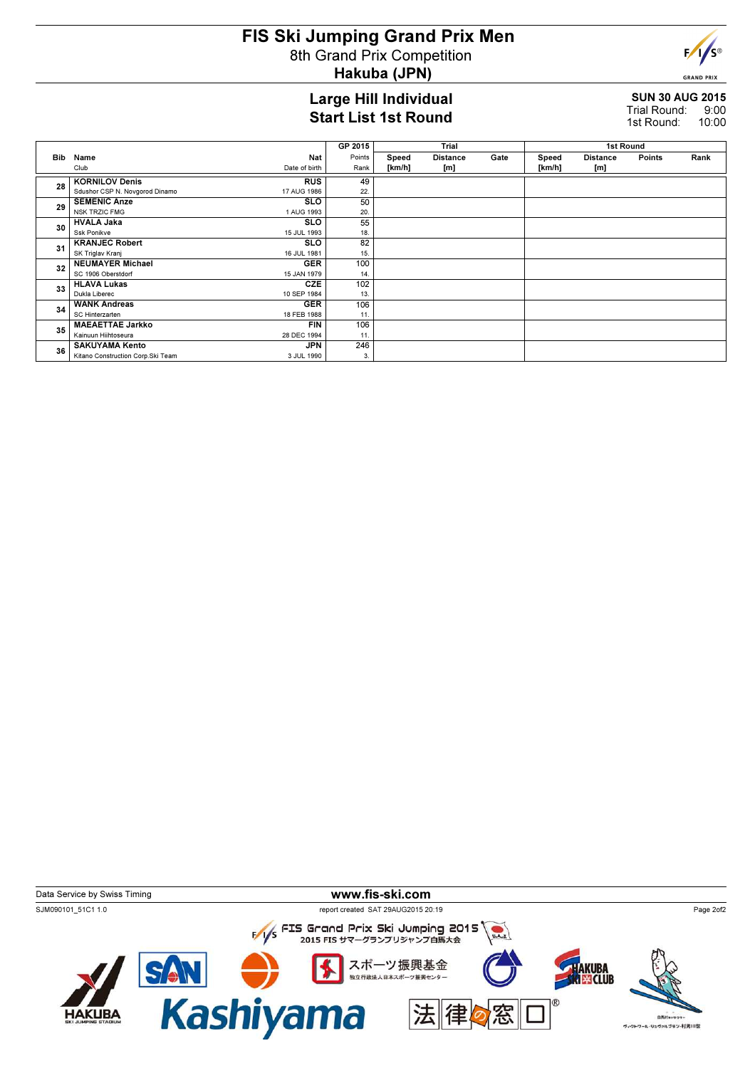# FIS Ski Jumping Grand Prix Men

8th Grand Prix Competition

**Hakuba (JPN)**

## Large Hill Individual
## Start List 1st Round

**SUN 30 AUG 2015**
Trial Round: 9:00
1st Round: 10:00

| Bib | Name / Club | Nat / Date of birth | GP 2015 Points / Rank | Trial Speed [km/h] | Trial Distance [m] | Trial Gate | 1st Round Speed [km/h] | 1st Round Distance [m] | 1st Round Points | 1st Round Rank |
|---|---|---|---|---|---|---|---|---|---|---|
| 28 | **KORNILOV Denis** Sdushor CSP N. Novgorod Dinamo | **RUS** 17 AUG 1986 | 49 22. | | | | | | | |
| 29 | **SEMENIC Anze** NSK TRZIC FMG | **SLO** 1 AUG 1993 | 50 20. | | | | | | | |
| 30 | **HVALA Jaka** Ssk Ponikve | **SLO** 15 JUL 1993 | 55 18. | | | | | | | |
| 31 | **KRANJEC Robert** SK Triglav Kranj | **SLO** 16 JUL 1981 | 82 15. | | | | | | | |
| 32 | **NEUMAYER Michael** SC 1906 Oberstdorf | **GER** 15 JAN 1979 | 100 14. | | | | | | | |
| 33 | **HLAVA Lukas** Dukla Liberec | **CZE** 10 SEP 1984 | 102 13. | | | | | | | |
| 34 | **WANK Andreas** SC Hinterzarten | **GER** 18 FEB 1988 | 106 11. | | | | | | | |
| 35 | **MAEAETTAE Jarkko** Kainuun Hiihtoseura | **FIN** 28 DEC 1994 | 106 11. | | | | | | | |
| 36 | **SAKUYAMA Kento** Kitano Construction Corp.Ski Team | **JPN** 3 JUL 1990 | 246 3. | | | | | | | |

Data Service by Swiss Timing

www.fis-ski.com

SJM090101_51C1 1.0

report created SAT 29AUG2015 20:19